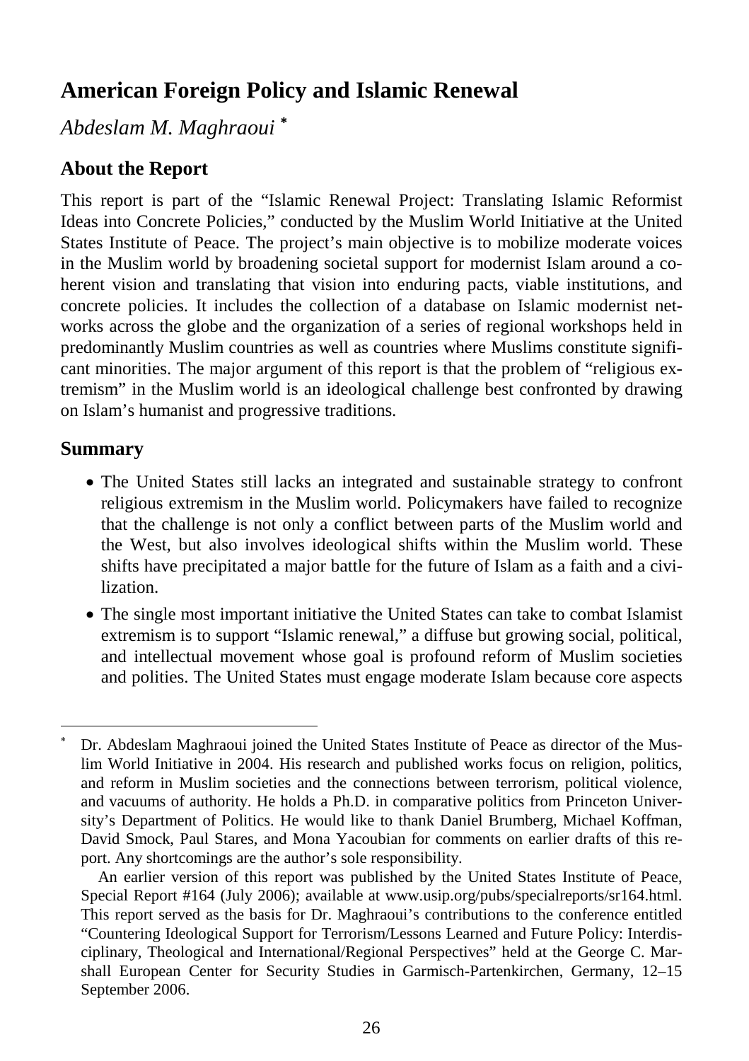# American Foreign Policy and Islamic Renewal

*Abdeslam M. Maghraoui* [*]

## About the Report

This report is part of the "Islamic Renewal Project: Translating Islamic Reformist Ideas into Concrete Policies," conducted by the Muslim World Initiative at the United States Institute of Peace. The project's main objective is to mobilize moderate voices in the Muslim world by broadening societal support for modernist Islam around a coherent vision and translating that vision into enduring pacts, viable institutions, and concrete policies. It includes the collection of a database on Islamic modernist networks across the globe and the organization of a series of regional workshops held in predominantly Muslim countries as well as countries where Muslims constitute significant minorities. The major argument of this report is that the problem of "religious extremism" in the Muslim world is an ideological challenge best confronted by drawing on Islam's humanist and progressive traditions.

## Summary

- The United States still lacks an integrated and sustainable strategy to confront religious extremism in the Muslim world. Policymakers have failed to recognize that the challenge is not only a conflict between parts of the Muslim world and the West, but also involves ideological shifts within the Muslim world. These shifts have precipitated a major battle for the future of Islam as a faith and a civilization.
- The single most important initiative the United States can take to combat Islamist extremism is to support "Islamic renewal," a diffuse but growing social, political, and intellectual movement whose goal is profound reform of Muslim societies and polities. The United States must engage moderate Islam because core aspects

---

[*] Dr. Abdeslam Maghraoui joined the United States Institute of Peace as director of the Muslim World Initiative in 2004. His research and published works focus on religion, politics, and reform in Muslim societies and the connections between terrorism, political violence, and vacuums of authority. He holds a Ph.D. in comparative politics from Princeton University's Department of Politics. He would like to thank Daniel Brumberg, Michael Koffman, David Smock, Paul Stares, and Mona Yacoubian for comments on earlier drafts of this report. Any shortcomings are the author's sole responsibility.

An earlier version of this report was published by the United States Institute of Peace, Special Report #164 (July 2006); available at www.usip.org/pubs/specialreports/sr164.html. This report served as the basis for Dr. Maghraoui's contributions to the conference entitled "Countering Ideological Support for Terrorism/Lessons Learned and Future Policy: Interdisciplinary, Theological and International/Regional Perspectives" held at the George C. Marshall European Center for Security Studies in Garmisch-Partenkirchen, Germany, 12–15 September 2006.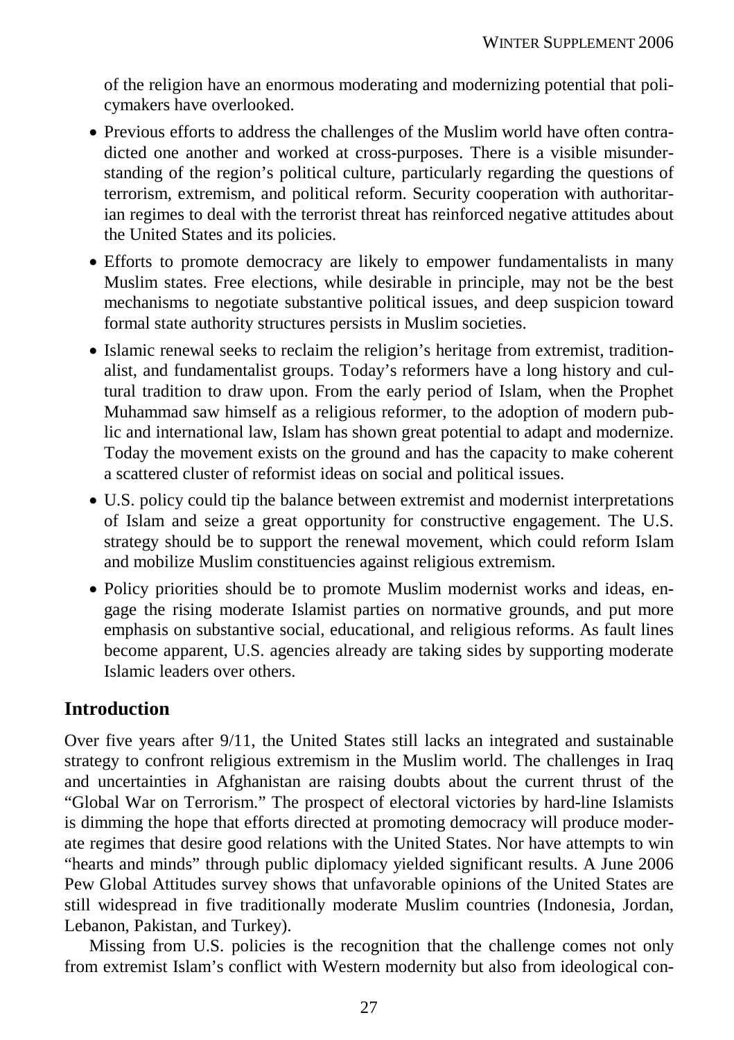of the religion have an enormous moderating and modernizing potential that policymakers have overlooked.

- Previous efforts to address the challenges of the Muslim world have often contradicted one another and worked at cross-purposes. There is a visible misunderstanding of the region's political culture, particularly regarding the questions of terrorism, extremism, and political reform. Security cooperation with authoritarian regimes to deal with the terrorist threat has reinforced negative attitudes about the United States and its policies.
- Efforts to promote democracy are likely to empower fundamentalists in many Muslim states. Free elections, while desirable in principle, may not be the best mechanisms to negotiate substantive political issues, and deep suspicion toward formal state authority structures persists in Muslim societies.
- Islamic renewal seeks to reclaim the religion's heritage from extremist, traditionalist, and fundamentalist groups. Today's reformers have a long history and cultural tradition to draw upon. From the early period of Islam, when the Prophet Muhammad saw himself as a religious reformer, to the adoption of modern public and international law, Islam has shown great potential to adapt and modernize. Today the movement exists on the ground and has the capacity to make coherent a scattered cluster of reformist ideas on social and political issues.
- U.S. policy could tip the balance between extremist and modernist interpretations of Islam and seize a great opportunity for constructive engagement. The U.S. strategy should be to support the renewal movement, which could reform Islam and mobilize Muslim constituencies against religious extremism.
- Policy priorities should be to promote Muslim modernist works and ideas, engage the rising moderate Islamist parties on normative grounds, and put more emphasis on substantive social, educational, and religious reforms. As fault lines become apparent, U.S. agencies already are taking sides by supporting moderate Islamic leaders over others.

## Introduction

Over five years after 9/11, the United States still lacks an integrated and sustainable strategy to confront religious extremism in the Muslim world. The challenges in Iraq and uncertainties in Afghanistan are raising doubts about the current thrust of the "Global War on Terrorism." The prospect of electoral victories by hard-line Islamists is dimming the hope that efforts directed at promoting democracy will produce moderate regimes that desire good relations with the United States. Nor have attempts to win "hearts and minds" through public diplomacy yielded significant results. A June 2006 Pew Global Attitudes survey shows that unfavorable opinions of the United States are still widespread in five traditionally moderate Muslim countries (Indonesia, Jordan, Lebanon, Pakistan, and Turkey).

Missing from U.S. policies is the recognition that the challenge comes not only from extremist Islam's conflict with Western modernity but also from ideological con-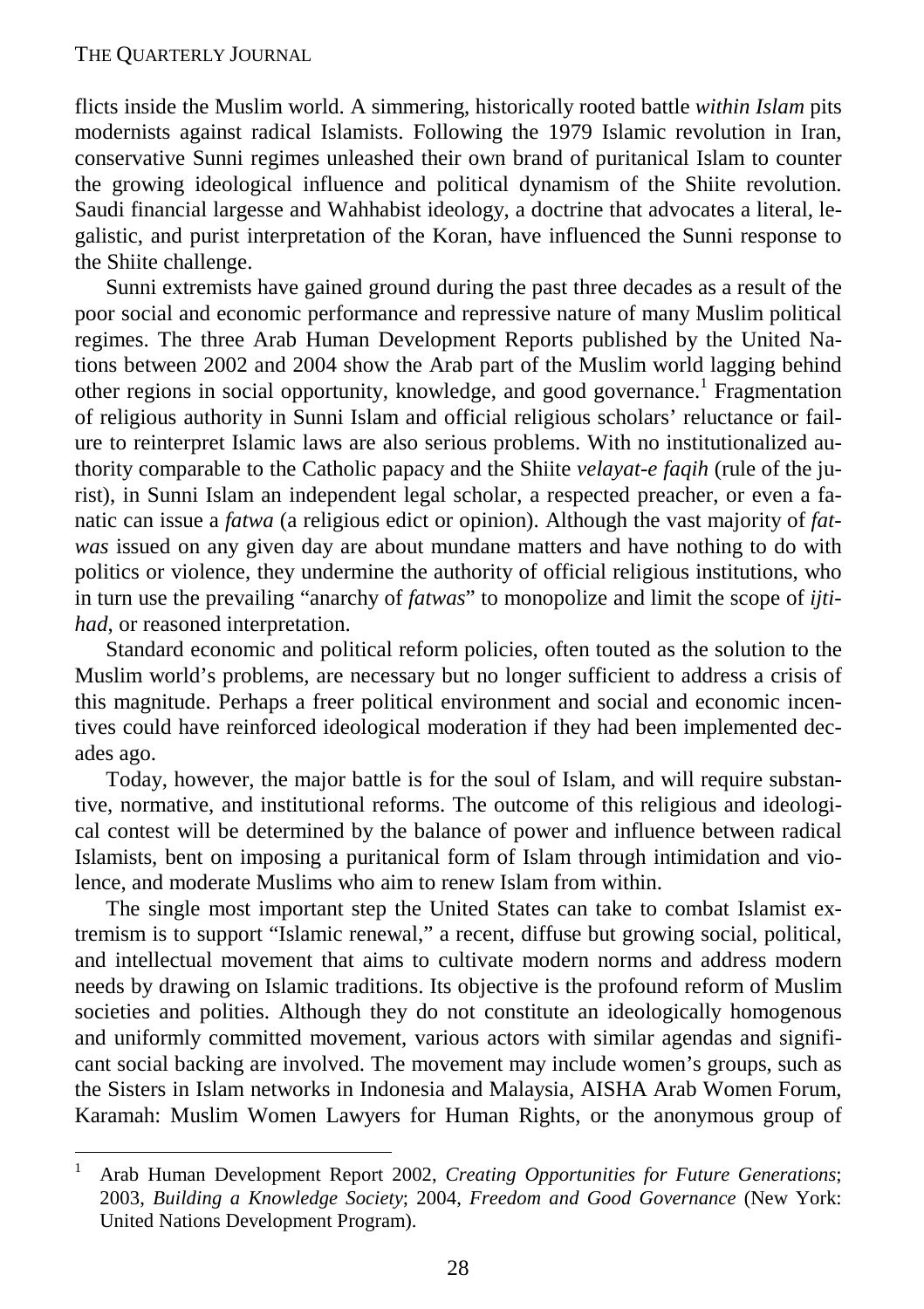flicts inside the Muslim world. A simmering, historically rooted battle *within Islam* pits modernists against radical Islamists. Following the 1979 Islamic revolution in Iran, conservative Sunni regimes unleashed their own brand of puritanical Islam to counter the growing ideological influence and political dynamism of the Shiite revolution. Saudi financial largesse and Wahhabist ideology, a doctrine that advocates a literal, legalistic, and purist interpretation of the Koran, have influenced the Sunni response to the Shiite challenge.

Sunni extremists have gained ground during the past three decades as a result of the poor social and economic performance and repressive nature of many Muslim political regimes. The three Arab Human Development Reports published by the United Nations between 2002 and 2004 show the Arab part of the Muslim world lagging behind other regions in social opportunity, knowledge, and good governance.[1] Fragmentation of religious authority in Sunni Islam and official religious scholars' reluctance or failure to reinterpret Islamic laws are also serious problems. With no institutionalized authority comparable to the Catholic papacy and the Shiite *velayat-e faqih* (rule of the jurist), in Sunni Islam an independent legal scholar, a respected preacher, or even a fanatic can issue a *fatwa* (a religious edict or opinion). Although the vast majority of *fatwas* issued on any given day are about mundane matters and have nothing to do with politics or violence, they undermine the authority of official religious institutions, who in turn use the prevailing "anarchy of *fatwas*" to monopolize and limit the scope of *ijtihad*, or reasoned interpretation.

Standard economic and political reform policies, often touted as the solution to the Muslim world's problems, are necessary but no longer sufficient to address a crisis of this magnitude. Perhaps a freer political environment and social and economic incentives could have reinforced ideological moderation if they had been implemented decades ago.

Today, however, the major battle is for the soul of Islam, and will require substantive, normative, and institutional reforms. The outcome of this religious and ideological contest will be determined by the balance of power and influence between radical Islamists, bent on imposing a puritanical form of Islam through intimidation and violence, and moderate Muslims who aim to renew Islam from within.

The single most important step the United States can take to combat Islamist extremism is to support "Islamic renewal," a recent, diffuse but growing social, political, and intellectual movement that aims to cultivate modern norms and address modern needs by drawing on Islamic traditions. Its objective is the profound reform of Muslim societies and polities. Although they do not constitute an ideologically homogenous and uniformly committed movement, various actors with similar agendas and significant social backing are involved. The movement may include women's groups, such as the Sisters in Islam networks in Indonesia and Malaysia, AISHA Arab Women Forum, Karamah: Muslim Women Lawyers for Human Rights, or the anonymous group of

---

[1] Arab Human Development Report 2002, *Creating Opportunities for Future Generations*; 2003, *Building a Knowledge Society*; 2004, *Freedom and Good Governance* (New York: United Nations Development Program).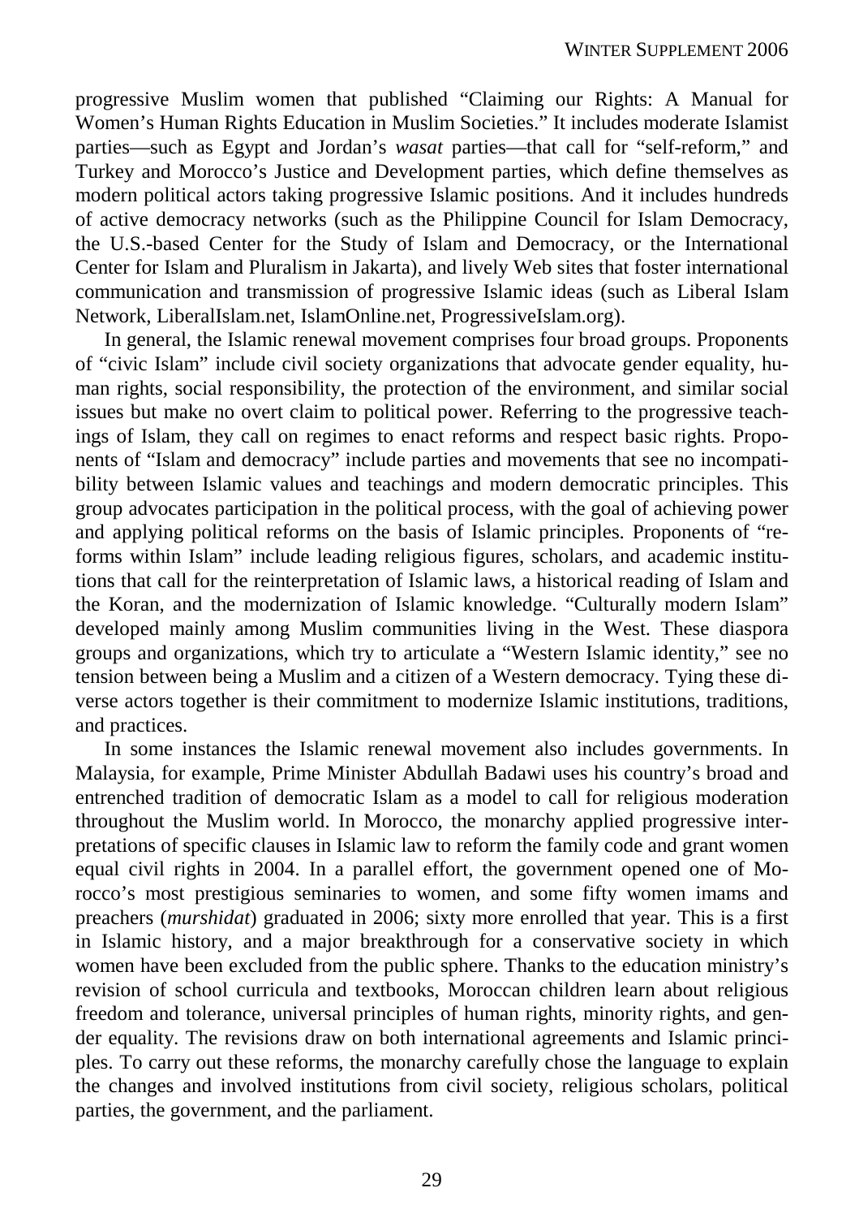progressive Muslim women that published "Claiming our Rights: A Manual for Women's Human Rights Education in Muslim Societies." It includes moderate Islamist parties—such as Egypt and Jordan's *wasat* parties—that call for "self-reform," and Turkey and Morocco's Justice and Development parties, which define themselves as modern political actors taking progressive Islamic positions. And it includes hundreds of active democracy networks (such as the Philippine Council for Islam Democracy, the U.S.-based Center for the Study of Islam and Democracy, or the International Center for Islam and Pluralism in Jakarta), and lively Web sites that foster international communication and transmission of progressive Islamic ideas (such as Liberal Islam Network, LiberalIslam.net, IslamOnline.net, ProgressiveIslam.org).

In general, the Islamic renewal movement comprises four broad groups. Proponents of "civic Islam" include civil society organizations that advocate gender equality, human rights, social responsibility, the protection of the environment, and similar social issues but make no overt claim to political power. Referring to the progressive teachings of Islam, they call on regimes to enact reforms and respect basic rights. Proponents of "Islam and democracy" include parties and movements that see no incompatibility between Islamic values and teachings and modern democratic principles. This group advocates participation in the political process, with the goal of achieving power and applying political reforms on the basis of Islamic principles. Proponents of "reforms within Islam" include leading religious figures, scholars, and academic institutions that call for the reinterpretation of Islamic laws, a historical reading of Islam and the Koran, and the modernization of Islamic knowledge. "Culturally modern Islam" developed mainly among Muslim communities living in the West. These diaspora groups and organizations, which try to articulate a "Western Islamic identity," see no tension between being a Muslim and a citizen of a Western democracy. Tying these diverse actors together is their commitment to modernize Islamic institutions, traditions, and practices.

In some instances the Islamic renewal movement also includes governments. In Malaysia, for example, Prime Minister Abdullah Badawi uses his country's broad and entrenched tradition of democratic Islam as a model to call for religious moderation throughout the Muslim world. In Morocco, the monarchy applied progressive interpretations of specific clauses in Islamic law to reform the family code and grant women equal civil rights in 2004. In a parallel effort, the government opened one of Morocco's most prestigious seminaries to women, and some fifty women imams and preachers (*murshidat*) graduated in 2006; sixty more enrolled that year. This is a first in Islamic history, and a major breakthrough for a conservative society in which women have been excluded from the public sphere. Thanks to the education ministry's revision of school curricula and textbooks, Moroccan children learn about religious freedom and tolerance, universal principles of human rights, minority rights, and gender equality. The revisions draw on both international agreements and Islamic principles. To carry out these reforms, the monarchy carefully chose the language to explain the changes and involved institutions from civil society, religious scholars, political parties, the government, and the parliament.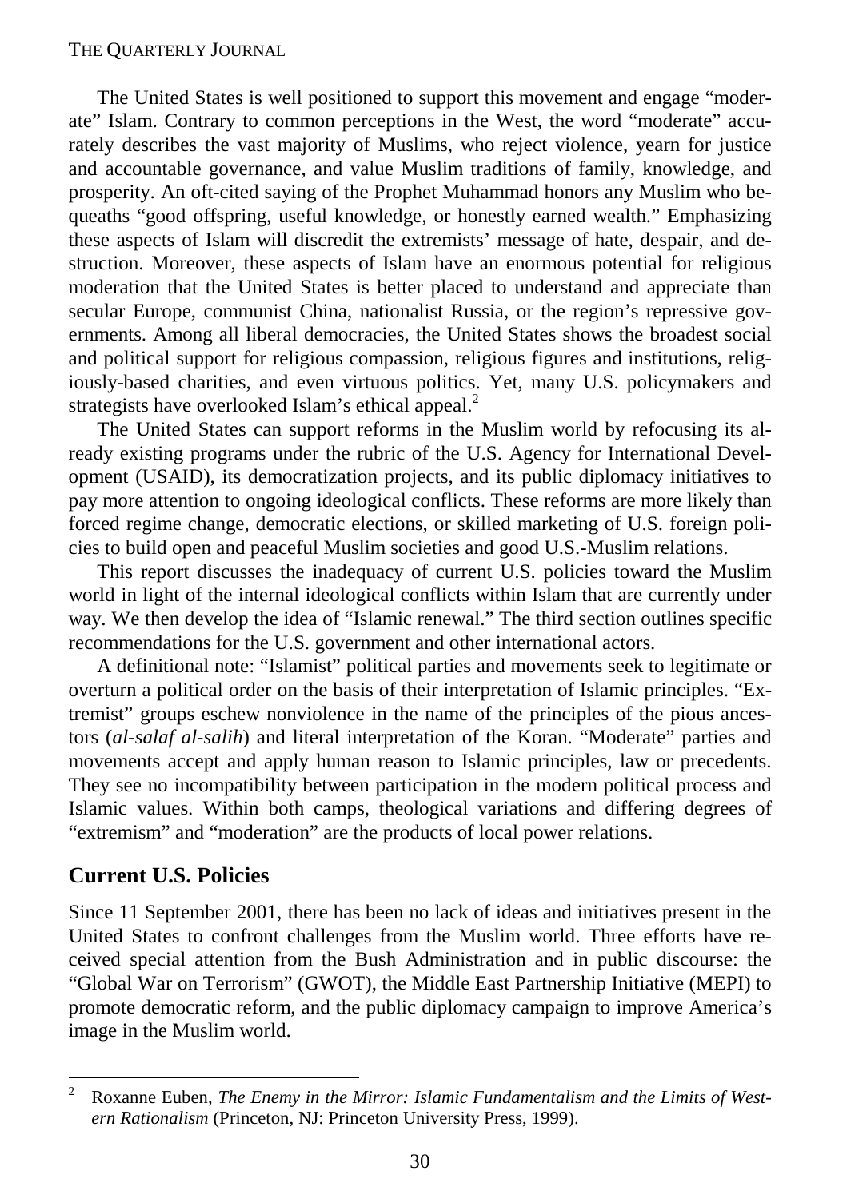The United States is well positioned to support this movement and engage "moderate" Islam. Contrary to common perceptions in the West, the word "moderate" accurately describes the vast majority of Muslims, who reject violence, yearn for justice and accountable governance, and value Muslim traditions of family, knowledge, and prosperity. An oft-cited saying of the Prophet Muhammad honors any Muslim who bequeaths "good offspring, useful knowledge, or honestly earned wealth." Emphasizing these aspects of Islam will discredit the extremists' message of hate, despair, and destruction. Moreover, these aspects of Islam have an enormous potential for religious moderation that the United States is better placed to understand and appreciate than secular Europe, communist China, nationalist Russia, or the region's repressive governments. Among all liberal democracies, the United States shows the broadest social and political support for religious compassion, religious figures and institutions, religiously-based charities, and even virtuous politics. Yet, many U.S. policymakers and strategists have overlooked Islam's ethical appeal.[2]

The United States can support reforms in the Muslim world by refocusing its already existing programs under the rubric of the U.S. Agency for International Development (USAID), its democratization projects, and its public diplomacy initiatives to pay more attention to ongoing ideological conflicts. These reforms are more likely than forced regime change, democratic elections, or skilled marketing of U.S. foreign policies to build open and peaceful Muslim societies and good U.S.-Muslim relations.

This report discusses the inadequacy of current U.S. policies toward the Muslim world in light of the internal ideological conflicts within Islam that are currently under way. We then develop the idea of "Islamic renewal." The third section outlines specific recommendations for the U.S. government and other international actors.

A definitional note: "Islamist" political parties and movements seek to legitimate or overturn a political order on the basis of their interpretation of Islamic principles. "Extremist" groups eschew nonviolence in the name of the principles of the pious ancestors (*al-salaf al-salih*) and literal interpretation of the Koran. "Moderate" parties and movements accept and apply human reason to Islamic principles, law or precedents. They see no incompatibility between participation in the modern political process and Islamic values. Within both camps, theological variations and differing degrees of "extremism" and "moderation" are the products of local power relations.

## Current U.S. Policies

Since 11 September 2001, there has been no lack of ideas and initiatives present in the United States to confront challenges from the Muslim world. Three efforts have received special attention from the Bush Administration and in public discourse: the "Global War on Terrorism" (GWOT), the Middle East Partnership Initiative (MEPI) to promote democratic reform, and the public diplomacy campaign to improve America's image in the Muslim world.

---

[2] Roxanne Euben, *The Enemy in the Mirror: Islamic Fundamentalism and the Limits of Western Rationalism* (Princeton, NJ: Princeton University Press, 1999).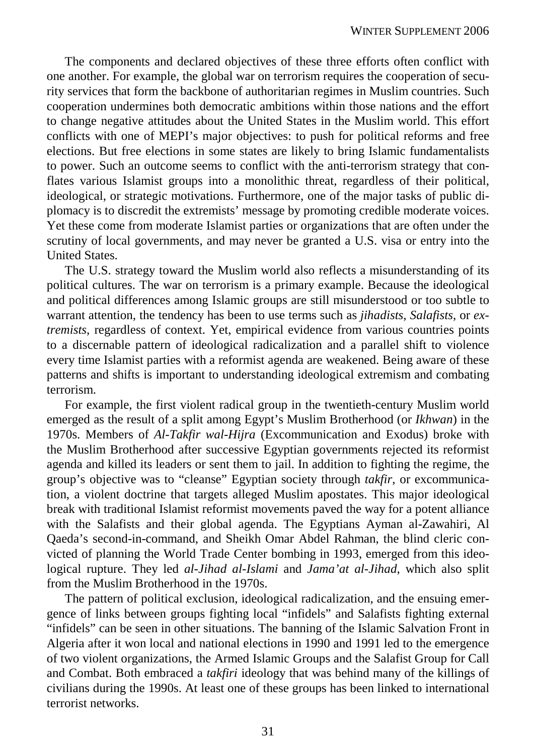The components and declared objectives of these three efforts often conflict with one another. For example, the global war on terrorism requires the cooperation of security services that form the backbone of authoritarian regimes in Muslim countries. Such cooperation undermines both democratic ambitions within those nations and the effort to change negative attitudes about the United States in the Muslim world. This effort conflicts with one of MEPI's major objectives: to push for political reforms and free elections. But free elections in some states are likely to bring Islamic fundamentalists to power. Such an outcome seems to conflict with the anti-terrorism strategy that conflates various Islamist groups into a monolithic threat, regardless of their political, ideological, or strategic motivations. Furthermore, one of the major tasks of public diplomacy is to discredit the extremists' message by promoting credible moderate voices. Yet these come from moderate Islamist parties or organizations that are often under the scrutiny of local governments, and may never be granted a U.S. visa or entry into the United States.

The U.S. strategy toward the Muslim world also reflects a misunderstanding of its political cultures. The war on terrorism is a primary example. Because the ideological and political differences among Islamic groups are still misunderstood or too subtle to warrant attention, the tendency has been to use terms such as *jihadists*, *Salafists*, or *extremists*, regardless of context. Yet, empirical evidence from various countries points to a discernable pattern of ideological radicalization and a parallel shift to violence every time Islamist parties with a reformist agenda are weakened. Being aware of these patterns and shifts is important to understanding ideological extremism and combating terrorism.

For example, the first violent radical group in the twentieth-century Muslim world emerged as the result of a split among Egypt's Muslim Brotherhood (or *Ikhwan*) in the 1970s. Members of *Al-Takfir wal-Hijra* (Excommunication and Exodus) broke with the Muslim Brotherhood after successive Egyptian governments rejected its reformist agenda and killed its leaders or sent them to jail. In addition to fighting the regime, the group's objective was to "cleanse" Egyptian society through *takfir*, or excommunication, a violent doctrine that targets alleged Muslim apostates. This major ideological break with traditional Islamist reformist movements paved the way for a potent alliance with the Salafists and their global agenda. The Egyptians Ayman al-Zawahiri, Al Qaeda's second-in-command, and Sheikh Omar Abdel Rahman, the blind cleric convicted of planning the World Trade Center bombing in 1993, emerged from this ideological rupture. They led *al-Jihad al-Islami* and *Jama'at al-Jihad*, which also split from the Muslim Brotherhood in the 1970s.

The pattern of political exclusion, ideological radicalization, and the ensuing emergence of links between groups fighting local "infidels" and Salafists fighting external "infidels" can be seen in other situations. The banning of the Islamic Salvation Front in Algeria after it won local and national elections in 1990 and 1991 led to the emergence of two violent organizations, the Armed Islamic Groups and the Salafist Group for Call and Combat. Both embraced a *takfiri* ideology that was behind many of the killings of civilians during the 1990s. At least one of these groups has been linked to international terrorist networks.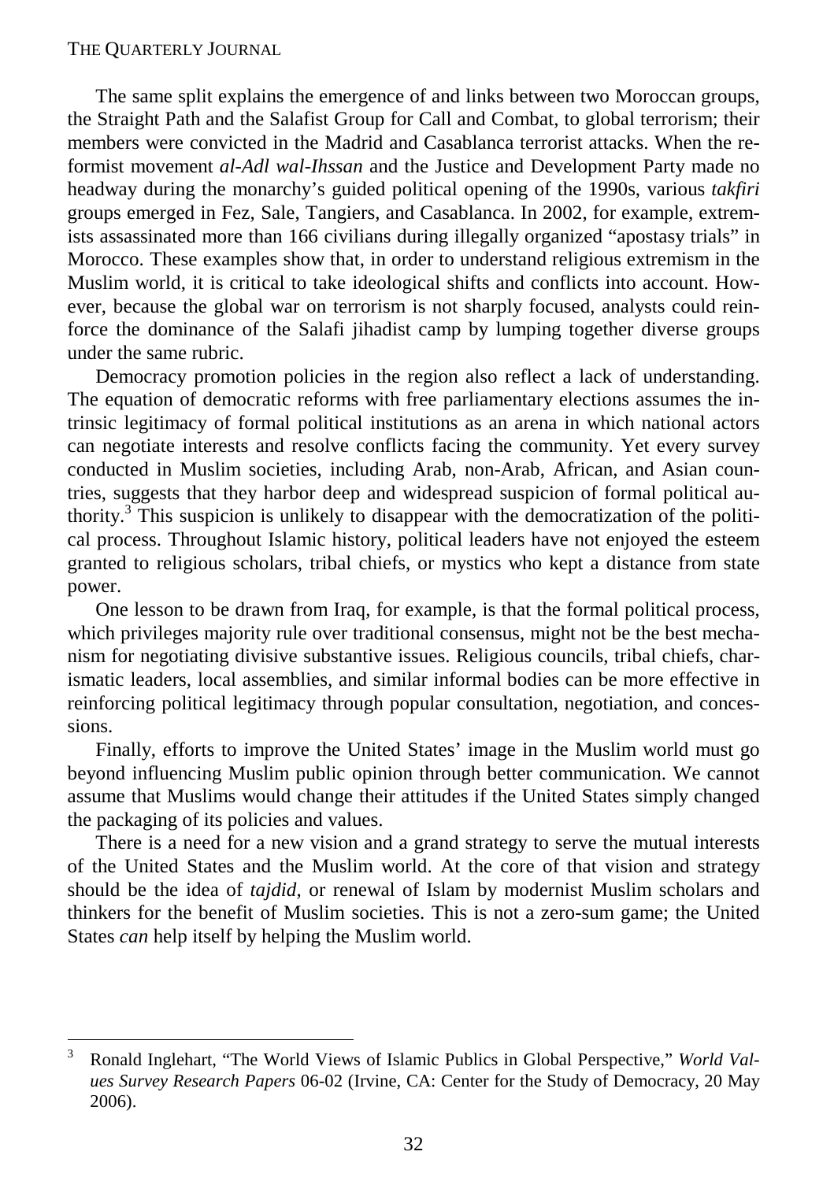The same split explains the emergence of and links between two Moroccan groups, the Straight Path and the Salafist Group for Call and Combat, to global terrorism; their members were convicted in the Madrid and Casablanca terrorist attacks. When the reformist movement *al-Adl wal-Ihssan* and the Justice and Development Party made no headway during the monarchy's guided political opening of the 1990s, various *takfiri* groups emerged in Fez, Sale, Tangiers, and Casablanca. In 2002, for example, extremists assassinated more than 166 civilians during illegally organized "apostasy trials" in Morocco. These examples show that, in order to understand religious extremism in the Muslim world, it is critical to take ideological shifts and conflicts into account. However, because the global war on terrorism is not sharply focused, analysts could reinforce the dominance of the Salafi jihadist camp by lumping together diverse groups under the same rubric.

Democracy promotion policies in the region also reflect a lack of understanding. The equation of democratic reforms with free parliamentary elections assumes the intrinsic legitimacy of formal political institutions as an arena in which national actors can negotiate interests and resolve conflicts facing the community. Yet every survey conducted in Muslim societies, including Arab, non-Arab, African, and Asian countries, suggests that they harbor deep and widespread suspicion of formal political authority.[3] This suspicion is unlikely to disappear with the democratization of the political process. Throughout Islamic history, political leaders have not enjoyed the esteem granted to religious scholars, tribal chiefs, or mystics who kept a distance from state power.

One lesson to be drawn from Iraq, for example, is that the formal political process, which privileges majority rule over traditional consensus, might not be the best mechanism for negotiating divisive substantive issues. Religious councils, tribal chiefs, charismatic leaders, local assemblies, and similar informal bodies can be more effective in reinforcing political legitimacy through popular consultation, negotiation, and concessions.

Finally, efforts to improve the United States' image in the Muslim world must go beyond influencing Muslim public opinion through better communication. We cannot assume that Muslims would change their attitudes if the United States simply changed the packaging of its policies and values.

There is a need for a new vision and a grand strategy to serve the mutual interests of the United States and the Muslim world. At the core of that vision and strategy should be the idea of *tajdid*, or renewal of Islam by modernist Muslim scholars and thinkers for the benefit of Muslim societies. This is not a zero-sum game; the United States *can* help itself by helping the Muslim world.

---

[3] Ronald Inglehart, "The World Views of Islamic Publics in Global Perspective," *World Values Survey Research Papers* 06-02 (Irvine, CA: Center for the Study of Democracy, 20 May 2006).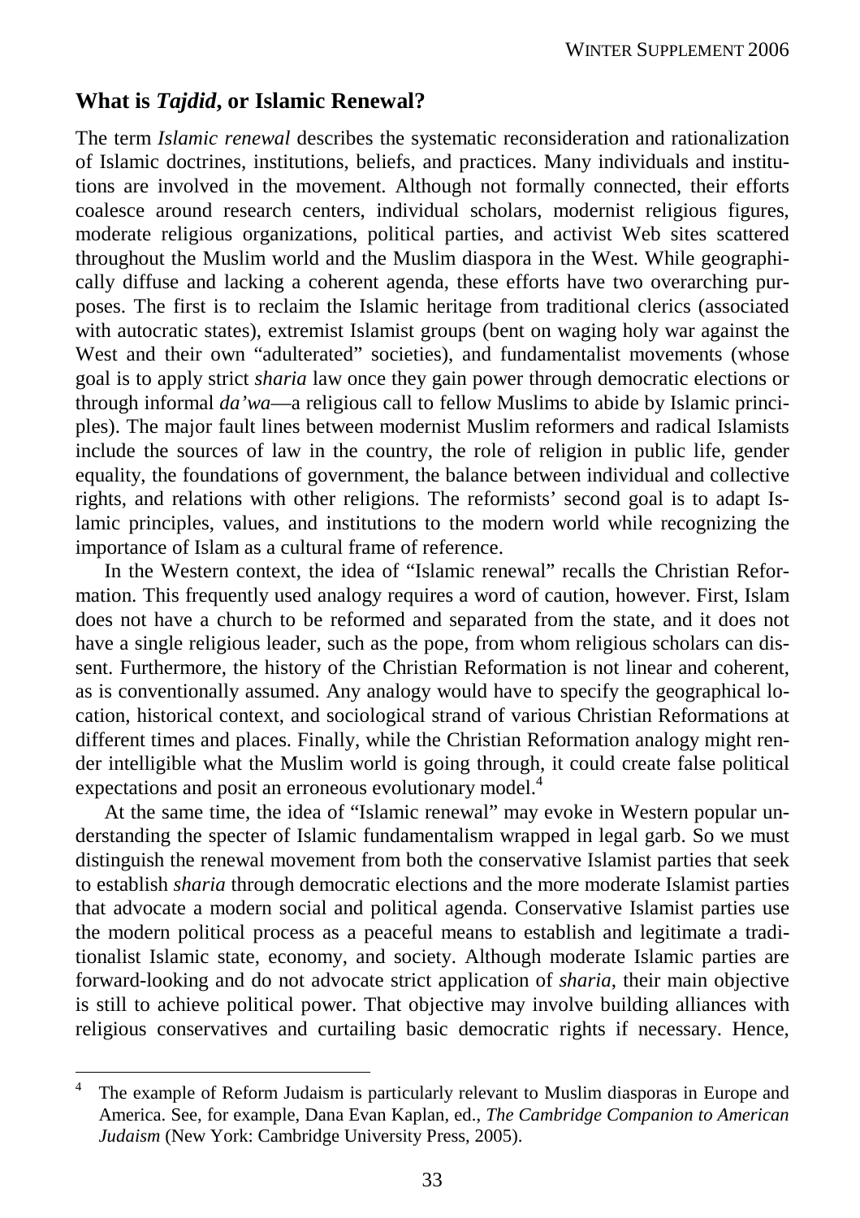## What is *Tajdid*, or Islamic Renewal?

The term *Islamic renewal* describes the systematic reconsideration and rationalization of Islamic doctrines, institutions, beliefs, and practices. Many individuals and institutions are involved in the movement. Although not formally connected, their efforts coalesce around research centers, individual scholars, modernist religious figures, moderate religious organizations, political parties, and activist Web sites scattered throughout the Muslim world and the Muslim diaspora in the West. While geographically diffuse and lacking a coherent agenda, these efforts have two overarching purposes. The first is to reclaim the Islamic heritage from traditional clerics (associated with autocratic states), extremist Islamist groups (bent on waging holy war against the West and their own "adulterated" societies), and fundamentalist movements (whose goal is to apply strict *sharia* law once they gain power through democratic elections or through informal *da'wa*—a religious call to fellow Muslims to abide by Islamic principles). The major fault lines between modernist Muslim reformers and radical Islamists include the sources of law in the country, the role of religion in public life, gender equality, the foundations of government, the balance between individual and collective rights, and relations with other religions. The reformists' second goal is to adapt Islamic principles, values, and institutions to the modern world while recognizing the importance of Islam as a cultural frame of reference.

In the Western context, the idea of "Islamic renewal" recalls the Christian Reformation. This frequently used analogy requires a word of caution, however. First, Islam does not have a church to be reformed and separated from the state, and it does not have a single religious leader, such as the pope, from whom religious scholars can dissent. Furthermore, the history of the Christian Reformation is not linear and coherent, as is conventionally assumed. Any analogy would have to specify the geographical location, historical context, and sociological strand of various Christian Reformations at different times and places. Finally, while the Christian Reformation analogy might render intelligible what the Muslim world is going through, it could create false political expectations and posit an erroneous evolutionary model.[4]

At the same time, the idea of "Islamic renewal" may evoke in Western popular understanding the specter of Islamic fundamentalism wrapped in legal garb. So we must distinguish the renewal movement from both the conservative Islamist parties that seek to establish *sharia* through democratic elections and the more moderate Islamist parties that advocate a modern social and political agenda. Conservative Islamist parties use the modern political process as a peaceful means to establish and legitimate a traditionalist Islamic state, economy, and society. Although moderate Islamic parties are forward-looking and do not advocate strict application of *sharia*, their main objective is still to achieve political power. That objective may involve building alliances with religious conservatives and curtailing basic democratic rights if necessary. Hence,

---

[4] The example of Reform Judaism is particularly relevant to Muslim diasporas in Europe and America. See, for example, Dana Evan Kaplan, ed., *The Cambridge Companion to American Judaism* (New York: Cambridge University Press, 2005).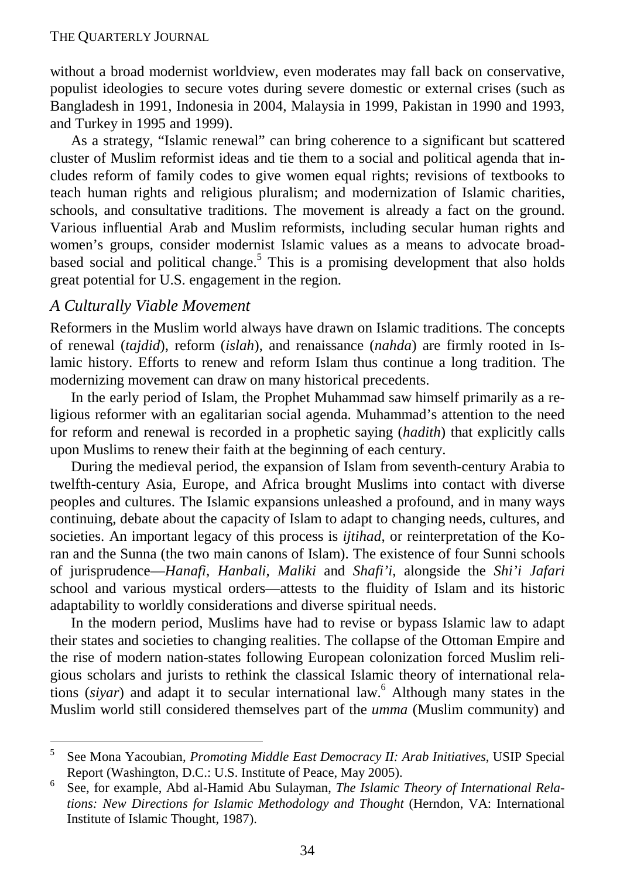without a broad modernist worldview, even moderates may fall back on conservative, populist ideologies to secure votes during severe domestic or external crises (such as Bangladesh in 1991, Indonesia in 2004, Malaysia in 1999, Pakistan in 1990 and 1993, and Turkey in 1995 and 1999).

As a strategy, "Islamic renewal" can bring coherence to a significant but scattered cluster of Muslim reformist ideas and tie them to a social and political agenda that includes reform of family codes to give women equal rights; revisions of textbooks to teach human rights and religious pluralism; and modernization of Islamic charities, schools, and consultative traditions. The movement is already a fact on the ground. Various influential Arab and Muslim reformists, including secular human rights and women's groups, consider modernist Islamic values as a means to advocate broad-based social and political change.[5] This is a promising development that also holds great potential for U.S. engagement in the region.

### *A Culturally Viable Movement*

Reformers in the Muslim world always have drawn on Islamic traditions. The concepts of renewal (*tajdid*), reform (*islah*), and renaissance (*nahda*) are firmly rooted in Islamic history. Efforts to renew and reform Islam thus continue a long tradition. The modernizing movement can draw on many historical precedents.

In the early period of Islam, the Prophet Muhammad saw himself primarily as a religious reformer with an egalitarian social agenda. Muhammad's attention to the need for reform and renewal is recorded in a prophetic saying (*hadith*) that explicitly calls upon Muslims to renew their faith at the beginning of each century.

During the medieval period, the expansion of Islam from seventh-century Arabia to twelfth-century Asia, Europe, and Africa brought Muslims into contact with diverse peoples and cultures. The Islamic expansions unleashed a profound, and in many ways continuing, debate about the capacity of Islam to adapt to changing needs, cultures, and societies. An important legacy of this process is *ijtihad*, or reinterpretation of the Koran and the Sunna (the two main canons of Islam). The existence of four Sunni schools of jurisprudence—*Hanafi*, *Hanbali*, *Maliki* and *Shafi'i*, alongside the *Shi'i Jafari* school and various mystical orders—attests to the fluidity of Islam and its historic adaptability to worldly considerations and diverse spiritual needs.

In the modern period, Muslims have had to revise or bypass Islamic law to adapt their states and societies to changing realities. The collapse of the Ottoman Empire and the rise of modern nation-states following European colonization forced Muslim religious scholars and jurists to rethink the classical Islamic theory of international relations (*siyar*) and adapt it to secular international law.[6] Although many states in the Muslim world still considered themselves part of the *umma* (Muslim community) and

---

[5] See Mona Yacoubian, *Promoting Middle East Democracy II: Arab Initiatives*, USIP Special Report (Washington, D.C.: U.S. Institute of Peace, May 2005).

[6] See, for example, Abd al-Hamid Abu Sulayman, *The Islamic Theory of International Relations: New Directions for Islamic Methodology and Thought* (Herndon, VA: International Institute of Islamic Thought, 1987).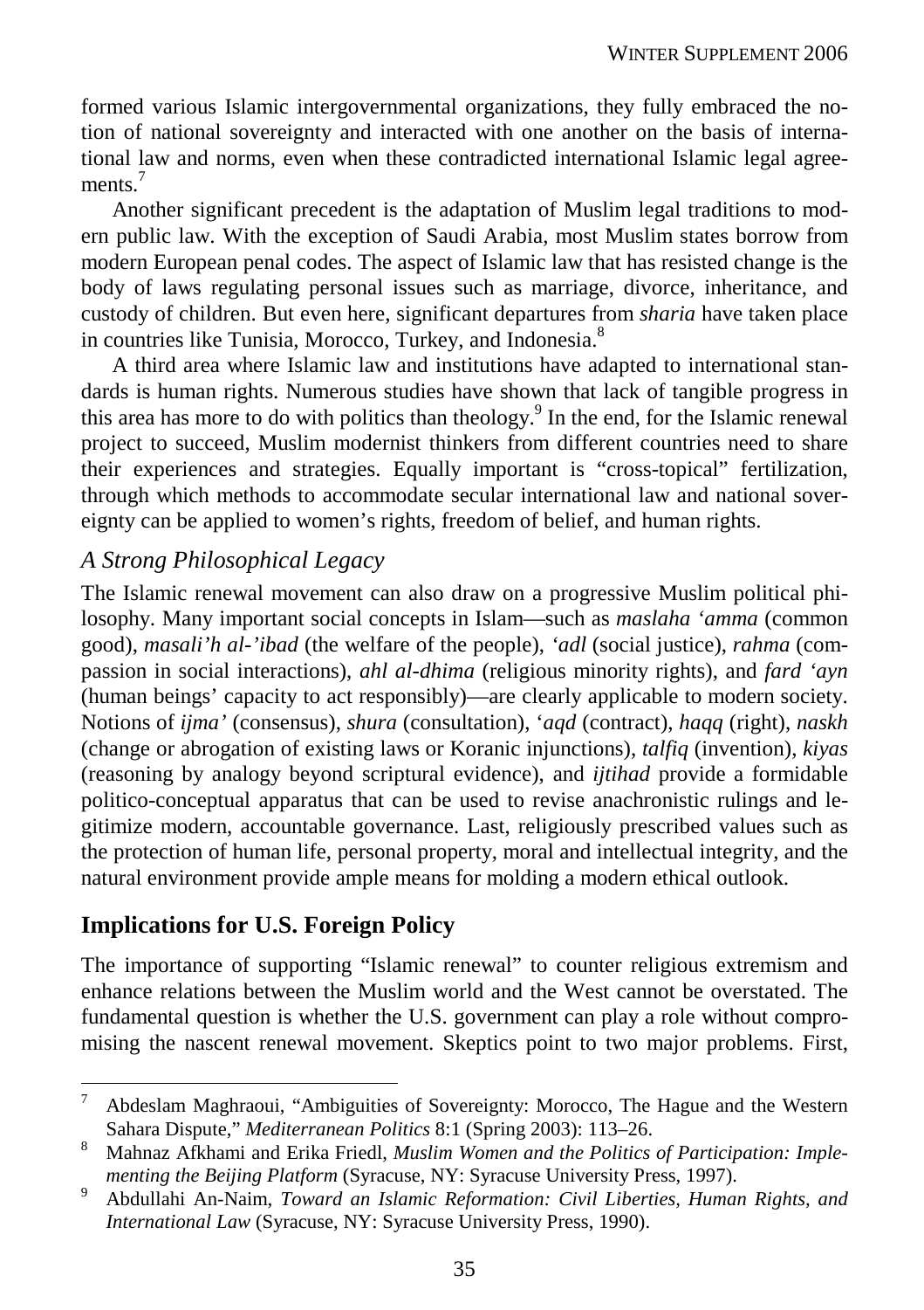formed various Islamic intergovernmental organizations, they fully embraced the notion of national sovereignty and interacted with one another on the basis of international law and norms, even when these contradicted international Islamic legal agreements.[7]

Another significant precedent is the adaptation of Muslim legal traditions to modern public law. With the exception of Saudi Arabia, most Muslim states borrow from modern European penal codes. The aspect of Islamic law that has resisted change is the body of laws regulating personal issues such as marriage, divorce, inheritance, and custody of children. But even here, significant departures from *sharia* have taken place in countries like Tunisia, Morocco, Turkey, and Indonesia.[8]

A third area where Islamic law and institutions have adapted to international standards is human rights. Numerous studies have shown that lack of tangible progress in this area has more to do with politics than theology.[9] In the end, for the Islamic renewal project to succeed, Muslim modernist thinkers from different countries need to share their experiences and strategies. Equally important is "cross-topical" fertilization, through which methods to accommodate secular international law and national sovereignty can be applied to women's rights, freedom of belief, and human rights.

### *A Strong Philosophical Legacy*

The Islamic renewal movement can also draw on a progressive Muslim political philosophy. Many important social concepts in Islam—such as *maslaha 'amma* (common good), *masali'h al-'ibad* (the welfare of the people), *'adl* (social justice), *rahma* (compassion in social interactions), *ahl al-dhima* (religious minority rights), and *fard 'ayn* (human beings' capacity to act responsibly)—are clearly applicable to modern society. Notions of *ijma'* (consensus), *shura* (consultation), '*aqd* (contract), *haqq* (right), *naskh* (change or abrogation of existing laws or Koranic injunctions), *talfiq* (invention), *kiyas* (reasoning by analogy beyond scriptural evidence), and *ijtihad* provide a formidable politico-conceptual apparatus that can be used to revise anachronistic rulings and legitimize modern, accountable governance. Last, religiously prescribed values such as the protection of human life, personal property, moral and intellectual integrity, and the natural environment provide ample means for molding a modern ethical outlook.

## **Implications for U.S. Foreign Policy**

The importance of supporting "Islamic renewal" to counter religious extremism and enhance relations between the Muslim world and the West cannot be overstated. The fundamental question is whether the U.S. government can play a role without compromising the nascent renewal movement. Skeptics point to two major problems. First,

---

[7] Abdeslam Maghraoui, "Ambiguities of Sovereignty: Morocco, The Hague and the Western Sahara Dispute," *Mediterranean Politics* 8:1 (Spring 2003): 113–26.

[8] Mahnaz Afkhami and Erika Friedl, *Muslim Women and the Politics of Participation: Implementing the Beijing Platform* (Syracuse, NY: Syracuse University Press, 1997).

[9] Abdullahi An-Naim, *Toward an Islamic Reformation: Civil Liberties, Human Rights, and International Law* (Syracuse, NY: Syracuse University Press, 1990).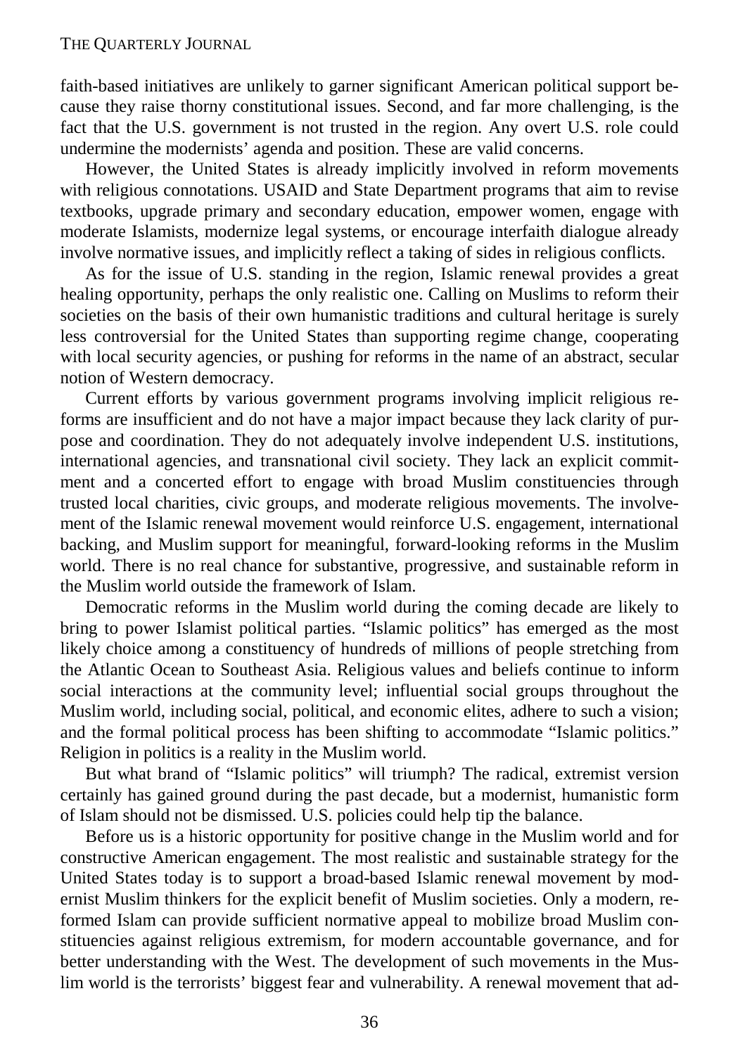faith-based initiatives are unlikely to garner significant American political support because they raise thorny constitutional issues. Second, and far more challenging, is the fact that the U.S. government is not trusted in the region. Any overt U.S. role could undermine the modernists' agenda and position. These are valid concerns.

However, the United States is already implicitly involved in reform movements with religious connotations. USAID and State Department programs that aim to revise textbooks, upgrade primary and secondary education, empower women, engage with moderate Islamists, modernize legal systems, or encourage interfaith dialogue already involve normative issues, and implicitly reflect a taking of sides in religious conflicts.

As for the issue of U.S. standing in the region, Islamic renewal provides a great healing opportunity, perhaps the only realistic one. Calling on Muslims to reform their societies on the basis of their own humanistic traditions and cultural heritage is surely less controversial for the United States than supporting regime change, cooperating with local security agencies, or pushing for reforms in the name of an abstract, secular notion of Western democracy.

Current efforts by various government programs involving implicit religious reforms are insufficient and do not have a major impact because they lack clarity of purpose and coordination. They do not adequately involve independent U.S. institutions, international agencies, and transnational civil society. They lack an explicit commitment and a concerted effort to engage with broad Muslim constituencies through trusted local charities, civic groups, and moderate religious movements. The involvement of the Islamic renewal movement would reinforce U.S. engagement, international backing, and Muslim support for meaningful, forward-looking reforms in the Muslim world. There is no real chance for substantive, progressive, and sustainable reform in the Muslim world outside the framework of Islam.

Democratic reforms in the Muslim world during the coming decade are likely to bring to power Islamist political parties. "Islamic politics" has emerged as the most likely choice among a constituency of hundreds of millions of people stretching from the Atlantic Ocean to Southeast Asia. Religious values and beliefs continue to inform social interactions at the community level; influential social groups throughout the Muslim world, including social, political, and economic elites, adhere to such a vision; and the formal political process has been shifting to accommodate "Islamic politics." Religion in politics is a reality in the Muslim world.

But what brand of "Islamic politics" will triumph? The radical, extremist version certainly has gained ground during the past decade, but a modernist, humanistic form of Islam should not be dismissed. U.S. policies could help tip the balance.

Before us is a historic opportunity for positive change in the Muslim world and for constructive American engagement. The most realistic and sustainable strategy for the United States today is to support a broad-based Islamic renewal movement by modernist Muslim thinkers for the explicit benefit of Muslim societies. Only a modern, reformed Islam can provide sufficient normative appeal to mobilize broad Muslim constituencies against religious extremism, for modern accountable governance, and for better understanding with the West. The development of such movements in the Muslim world is the terrorists' biggest fear and vulnerability. A renewal movement that ad-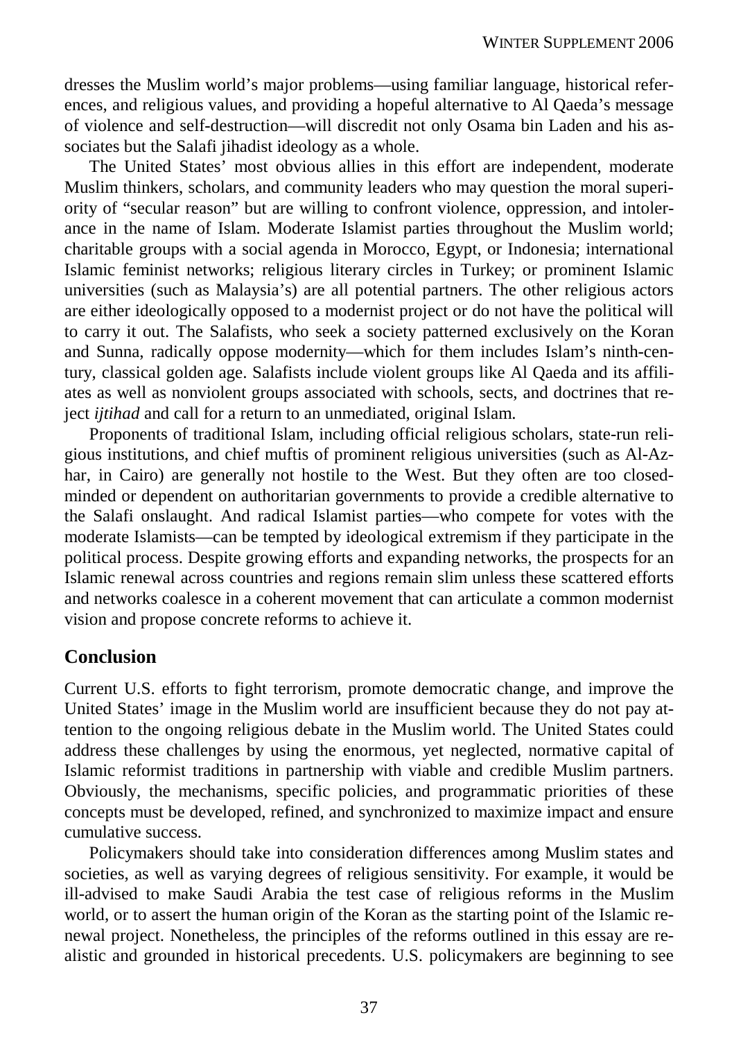dresses the Muslim world's major problems—using familiar language, historical references, and religious values, and providing a hopeful alternative to Al Qaeda's message of violence and self-destruction—will discredit not only Osama bin Laden and his associates but the Salafi jihadist ideology as a whole.

The United States' most obvious allies in this effort are independent, moderate Muslim thinkers, scholars, and community leaders who may question the moral superiority of "secular reason" but are willing to confront violence, oppression, and intolerance in the name of Islam. Moderate Islamist parties throughout the Muslim world; charitable groups with a social agenda in Morocco, Egypt, or Indonesia; international Islamic feminist networks; religious literary circles in Turkey; or prominent Islamic universities (such as Malaysia's) are all potential partners. The other religious actors are either ideologically opposed to a modernist project or do not have the political will to carry it out. The Salafists, who seek a society patterned exclusively on the Koran and Sunna, radically oppose modernity—which for them includes Islam's ninth-century, classical golden age. Salafists include violent groups like Al Qaeda and its affiliates as well as nonviolent groups associated with schools, sects, and doctrines that reject *ijtihad* and call for a return to an unmediated, original Islam.

Proponents of traditional Islam, including official religious scholars, state-run religious institutions, and chief muftis of prominent religious universities (such as Al-Azhar, in Cairo) are generally not hostile to the West. But they often are too closed-minded or dependent on authoritarian governments to provide a credible alternative to the Salafi onslaught. And radical Islamist parties—who compete for votes with the moderate Islamists—can be tempted by ideological extremism if they participate in the political process. Despite growing efforts and expanding networks, the prospects for an Islamic renewal across countries and regions remain slim unless these scattered efforts and networks coalesce in a coherent movement that can articulate a common modernist vision and propose concrete reforms to achieve it.

## Conclusion

Current U.S. efforts to fight terrorism, promote democratic change, and improve the United States' image in the Muslim world are insufficient because they do not pay attention to the ongoing religious debate in the Muslim world. The United States could address these challenges by using the enormous, yet neglected, normative capital of Islamic reformist traditions in partnership with viable and credible Muslim partners. Obviously, the mechanisms, specific policies, and programmatic priorities of these concepts must be developed, refined, and synchronized to maximize impact and ensure cumulative success.

Policymakers should take into consideration differences among Muslim states and societies, as well as varying degrees of religious sensitivity. For example, it would be ill-advised to make Saudi Arabia the test case of religious reforms in the Muslim world, or to assert the human origin of the Koran as the starting point of the Islamic renewal project. Nonetheless, the principles of the reforms outlined in this essay are realistic and grounded in historical precedents. U.S. policymakers are beginning to see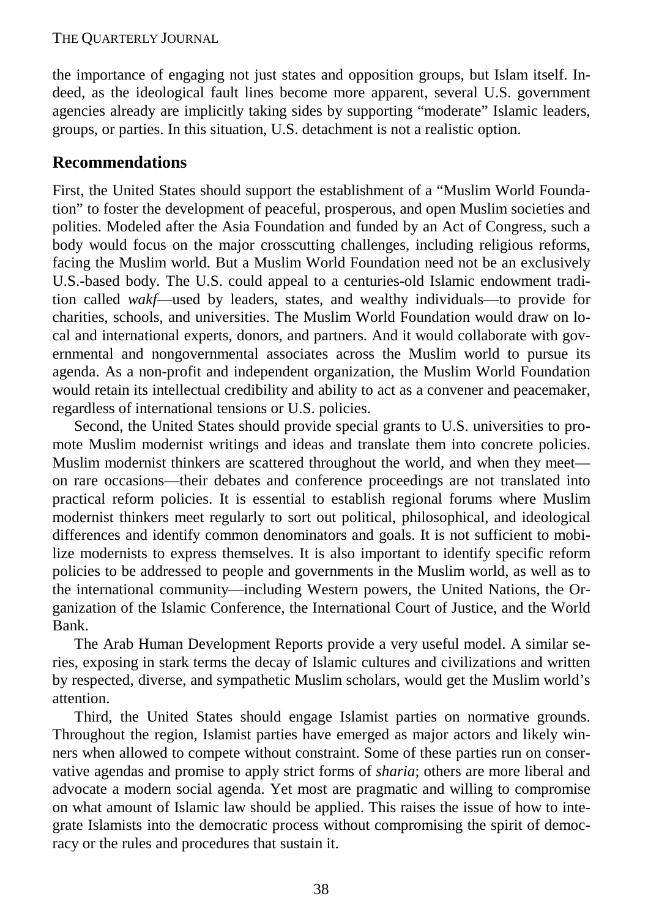the importance of engaging not just states and opposition groups, but Islam itself. Indeed, as the ideological fault lines become more apparent, several U.S. government agencies already are implicitly taking sides by supporting "moderate" Islamic leaders, groups, or parties. In this situation, U.S. detachment is not a realistic option.

## Recommendations

First, the United States should support the establishment of a "Muslim World Foundation" to foster the development of peaceful, prosperous, and open Muslim societies and polities. Modeled after the Asia Foundation and funded by an Act of Congress, such a body would focus on the major crosscutting challenges, including religious reforms, facing the Muslim world. But a Muslim World Foundation need not be an exclusively U.S.-based body. The U.S. could appeal to a centuries-old Islamic endowment tradition called *wakf*—used by leaders, states, and wealthy individuals—to provide for charities, schools, and universities. The Muslim World Foundation would draw on local and international experts, donors, and partners. And it would collaborate with governmental and nongovernmental associates across the Muslim world to pursue its agenda. As a non-profit and independent organization, the Muslim World Foundation would retain its intellectual credibility and ability to act as a convener and peacemaker, regardless of international tensions or U.S. policies.

Second, the United States should provide special grants to U.S. universities to promote Muslim modernist writings and ideas and translate them into concrete policies. Muslim modernist thinkers are scattered throughout the world, and when they meet—on rare occasions—their debates and conference proceedings are not translated into practical reform policies. It is essential to establish regional forums where Muslim modernist thinkers meet regularly to sort out political, philosophical, and ideological differences and identify common denominators and goals. It is not sufficient to mobilize modernists to express themselves. It is also important to identify specific reform policies to be addressed to people and governments in the Muslim world, as well as to the international community—including Western powers, the United Nations, the Organization of the Islamic Conference, the International Court of Justice, and the World Bank.

The Arab Human Development Reports provide a very useful model. A similar series, exposing in stark terms the decay of Islamic cultures and civilizations and written by respected, diverse, and sympathetic Muslim scholars, would get the Muslim world's attention.

Third, the United States should engage Islamist parties on normative grounds. Throughout the region, Islamist parties have emerged as major actors and likely winners when allowed to compete without constraint. Some of these parties run on conservative agendas and promise to apply strict forms of *sharia*; others are more liberal and advocate a modern social agenda. Yet most are pragmatic and willing to compromise on what amount of Islamic law should be applied. This raises the issue of how to integrate Islamists into the democratic process without compromising the spirit of democracy or the rules and procedures that sustain it.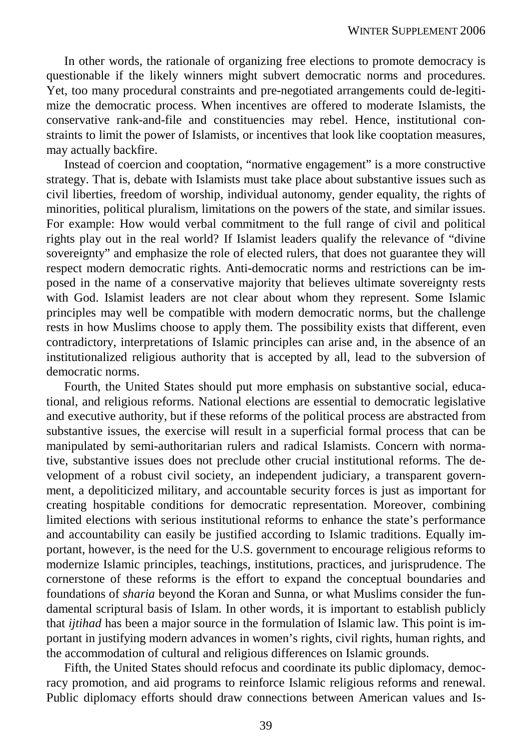In other words, the rationale of organizing free elections to promote democracy is questionable if the likely winners might subvert democratic norms and procedures. Yet, too many procedural constraints and pre-negotiated arrangements could de-legitimize the democratic process. When incentives are offered to moderate Islamists, the conservative rank-and-file and constituencies may rebel. Hence, institutional constraints to limit the power of Islamists, or incentives that look like cooptation measures, may actually backfire.

Instead of coercion and cooptation, "normative engagement" is a more constructive strategy. That is, debate with Islamists must take place about substantive issues such as civil liberties, freedom of worship, individual autonomy, gender equality, the rights of minorities, political pluralism, limitations on the powers of the state, and similar issues. For example: How would verbal commitment to the full range of civil and political rights play out in the real world? If Islamist leaders qualify the relevance of "divine sovereignty" and emphasize the role of elected rulers, that does not guarantee they will respect modern democratic rights. Anti-democratic norms and restrictions can be imposed in the name of a conservative majority that believes ultimate sovereignty rests with God. Islamist leaders are not clear about whom they represent. Some Islamic principles may well be compatible with modern democratic norms, but the challenge rests in how Muslims choose to apply them. The possibility exists that different, even contradictory, interpretations of Islamic principles can arise and, in the absence of an institutionalized religious authority that is accepted by all, lead to the subversion of democratic norms.

Fourth, the United States should put more emphasis on substantive social, educational, and religious reforms. National elections are essential to democratic legislative and executive authority, but if these reforms of the political process are abstracted from substantive issues, the exercise will result in a superficial formal process that can be manipulated by semi-authoritarian rulers and radical Islamists. Concern with normative, substantive issues does not preclude other crucial institutional reforms. The development of a robust civil society, an independent judiciary, a transparent government, a depoliticized military, and accountable security forces is just as important for creating hospitable conditions for democratic representation. Moreover, combining limited elections with serious institutional reforms to enhance the state's performance and accountability can easily be justified according to Islamic traditions. Equally important, however, is the need for the U.S. government to encourage religious reforms to modernize Islamic principles, teachings, institutions, practices, and jurisprudence. The cornerstone of these reforms is the effort to expand the conceptual boundaries and foundations of *sharia* beyond the Koran and Sunna, or what Muslims consider the fundamental scriptural basis of Islam. In other words, it is important to establish publicly that *ijtihad* has been a major source in the formulation of Islamic law. This point is important in justifying modern advances in women's rights, civil rights, human rights, and the accommodation of cultural and religious differences on Islamic grounds.

Fifth, the United States should refocus and coordinate its public diplomacy, democracy promotion, and aid programs to reinforce Islamic religious reforms and renewal. Public diplomacy efforts should draw connections between American values and Is-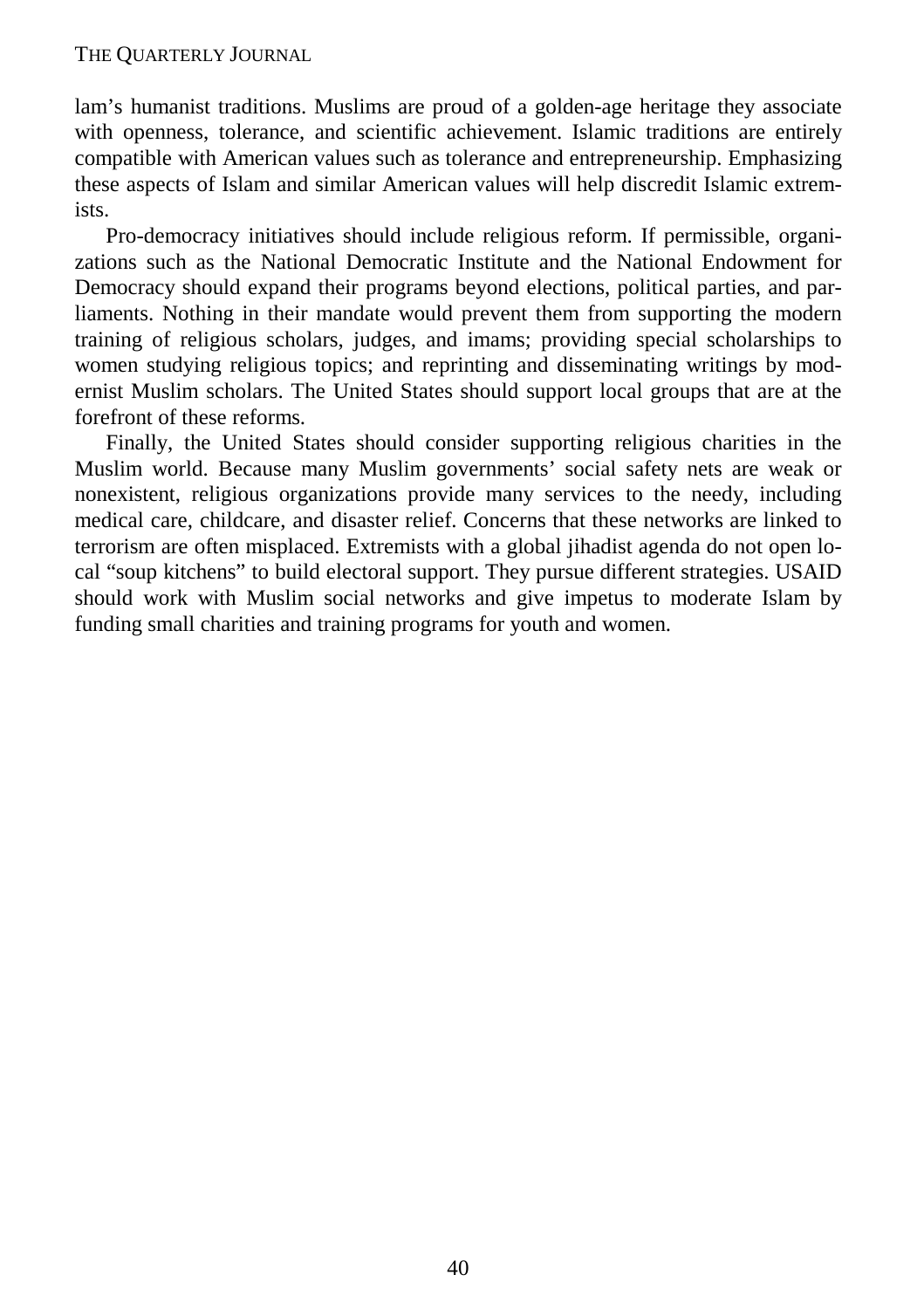lam's humanist traditions. Muslims are proud of a golden-age heritage they associate with openness, tolerance, and scientific achievement. Islamic traditions are entirely compatible with American values such as tolerance and entrepreneurship. Emphasizing these aspects of Islam and similar American values will help discredit Islamic extremists.

Pro-democracy initiatives should include religious reform. If permissible, organizations such as the National Democratic Institute and the National Endowment for Democracy should expand their programs beyond elections, political parties, and parliaments. Nothing in their mandate would prevent them from supporting the modern training of religious scholars, judges, and imams; providing special scholarships to women studying religious topics; and reprinting and disseminating writings by modernist Muslim scholars. The United States should support local groups that are at the forefront of these reforms.

Finally, the United States should consider supporting religious charities in the Muslim world. Because many Muslim governments' social safety nets are weak or nonexistent, religious organizations provide many services to the needy, including medical care, childcare, and disaster relief. Concerns that these networks are linked to terrorism are often misplaced. Extremists with a global jihadist agenda do not open local "soup kitchens" to build electoral support. They pursue different strategies. USAID should work with Muslim social networks and give impetus to moderate Islam by funding small charities and training programs for youth and women.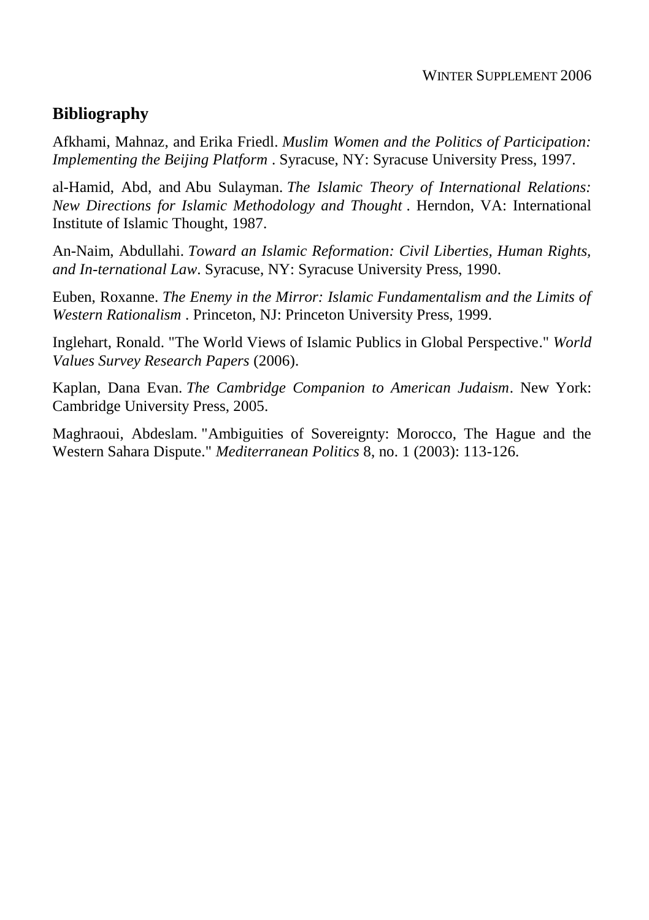## Bibliography

Afkhami, Mahnaz, and Erika Friedl. *Muslim Women and the Politics of Participation: Implementing the Beijing Platform* . Syracuse, NY: Syracuse University Press, 1997.

al-Hamid, Abd, and Abu Sulayman. *The Islamic Theory of International Relations: New Directions for Islamic Methodology and Thought* . Herndon, VA: International Institute of Islamic Thought, 1987.

An-Naim, Abdullahi. *Toward an Islamic Reformation: Civil Liberties, Human Rights, and In-ternational Law*. Syracuse, NY: Syracuse University Press, 1990.

Euben, Roxanne. *The Enemy in the Mirror: Islamic Fundamentalism and the Limits of Western Rationalism* . Princeton, NJ: Princeton University Press, 1999.

Inglehart, Ronald. "The World Views of Islamic Publics in Global Perspective." *World Values Survey Research Papers* (2006).

Kaplan, Dana Evan. *The Cambridge Companion to American Judaism*. New York: Cambridge University Press, 2005.

Maghraoui, Abdeslam. "Ambiguities of Sovereignty: Morocco, The Hague and the Western Sahara Dispute." *Mediterranean Politics* 8, no. 1 (2003): 113-126.